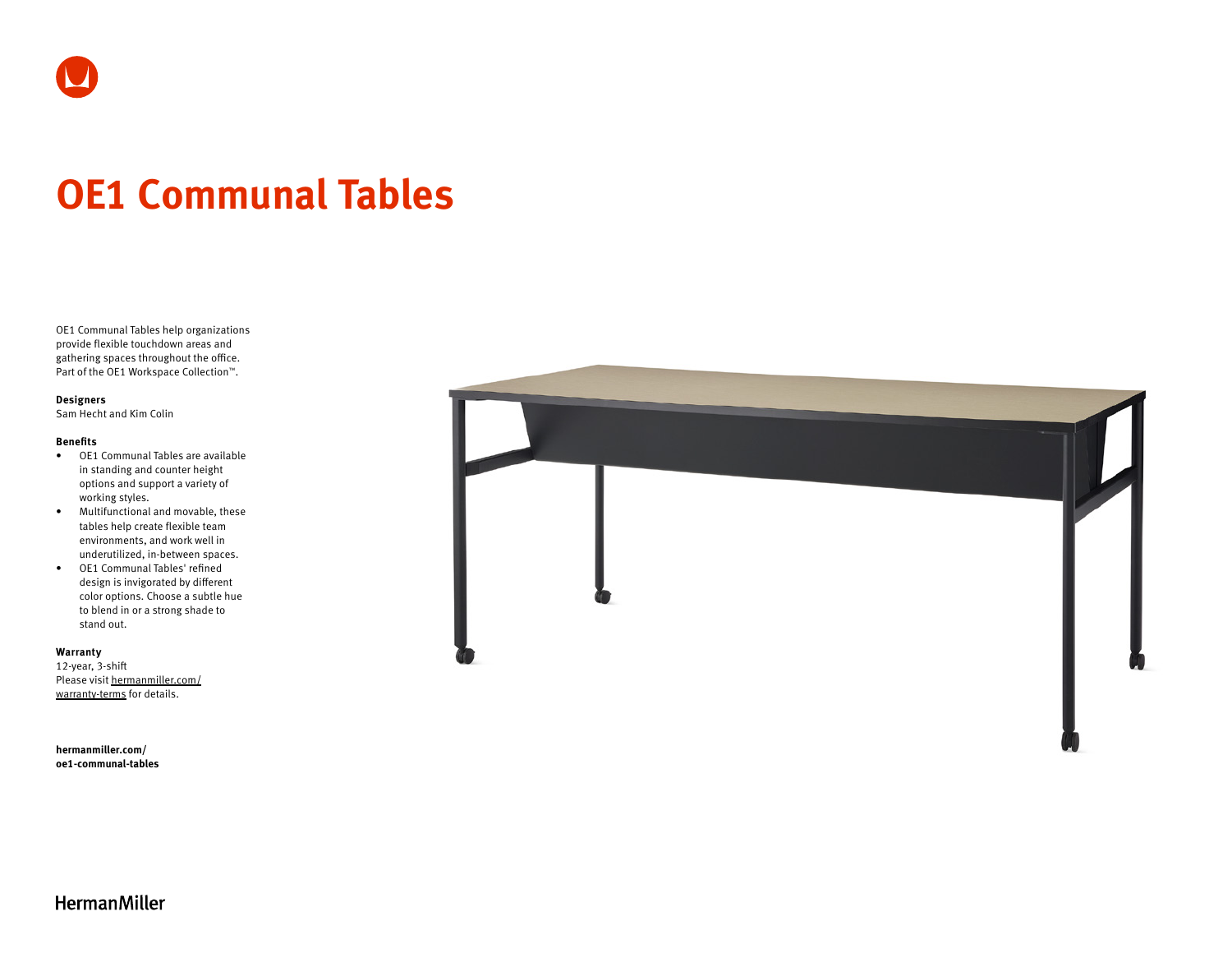# OE1 Communal Tables

OE1 Communal Tables help organizations provide flexible touchdown areas and gathering spaces throughout the office. Part of the OE1 Workspace Collection™.

**Designers**
Sam Hecht and Kim Colin

**Benefits**

- OE1 Communal Tables are available in standing and counter height options and support a variety of working styles.
- Multifunctional and movable, these tables help create flexible team environments, and work well in underutilized, in-between spaces.
- OE1 Communal Tables' refined design is invigorated by different color options. Choose a subtle hue to blend in or a strong shade to stand out.

**Warranty**
12-year, 3-shift
Please visit hermanmiller.com/warranty-terms for details.

**hermanmiller.com/oe1-communal-tables**

HermanMiller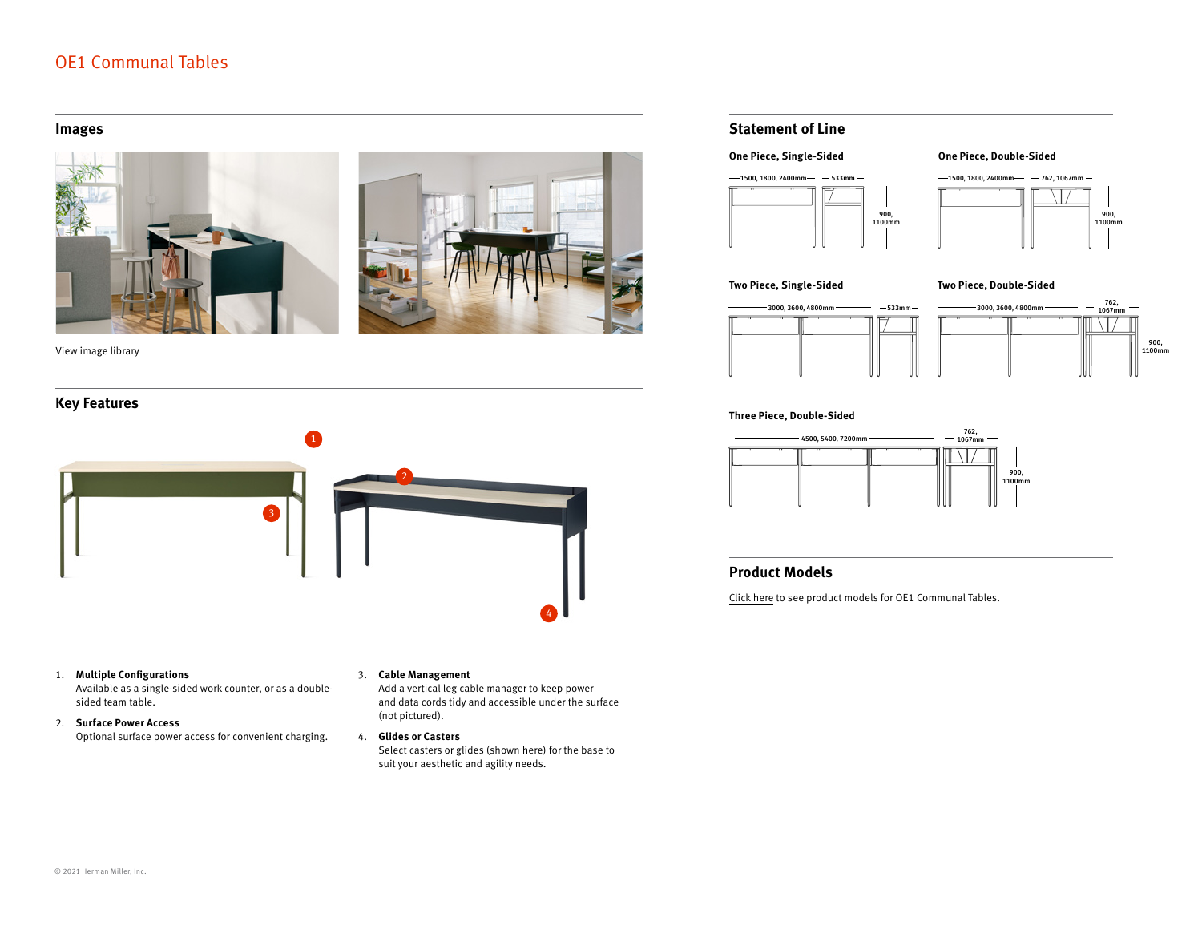# OE1 Communal Tables

## Images

View image library

## Key Features

1. **Multiple Configurations**
   Available as a single-sided work counter, or as a double-sided team table.
2. **Surface Power Access**
   Optional surface power access for convenient charging.
3. **Cable Management**
   Add a vertical leg cable manager to keep power and data cords tidy and accessible under the surface (not pictured).
4. **Glides or Casters**
   Select casters or glides (shown here) for the base to suit your aesthetic and agility needs.

## Statement of Line

**One Piece, Single-Sided**

1500, 1800, 2400mm
533mm
900, 1100mm

**One Piece, Double-Sided**

1500, 1800, 2400mm
762, 1067mm
900, 1100mm

**Two Piece, Single-Sided**

3000, 3600, 4800mm
533mm

**Two Piece, Double-Sided**

3000, 3600, 4800mm
762, 1067mm
900, 1100mm

**Three Piece, Double-Sided**

4500, 5400, 7200mm
762, 1067mm
900, 1100mm

## Product Models

Click here to see product models for OE1 Communal Tables.

© 2021 Herman Miller, Inc.